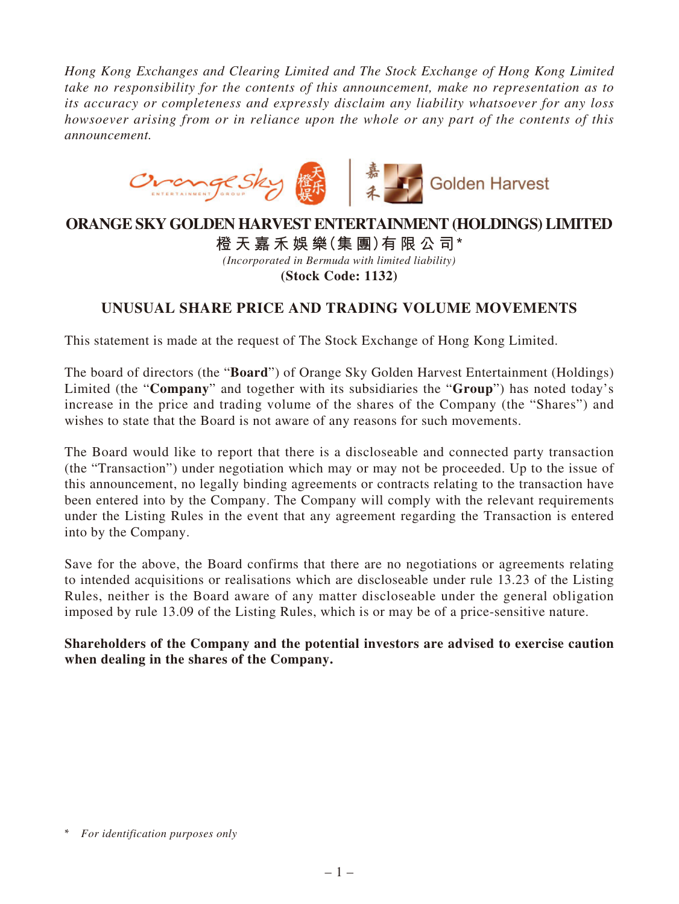*Hong Kong Exchanges and Clearing Limited and The Stock Exchange of Hong Kong Limited take no responsibility for the contents of this announcement, make no representation as to its accuracy or completeness and expressly disclaim any liability whatsoever for any loss howsoever arising from or in reliance upon the whole or any part of the contents of this announcement.*

# ORANGE SKY GOLDEN HARVEST ENTERTAINMENT (HOLDINGS) LIMITED

**橙天嘉禾娛樂(集團)有限公司***

*(Incorporated in Bermuda with limited liability)*

**(Stock Code: 1132)**

## UNUSUAL SHARE PRICE AND TRADING VOLUME MOVEMENTS

This statement is made at the request of The Stock Exchange of Hong Kong Limited.

The board of directors (the "**Board**") of Orange Sky Golden Harvest Entertainment (Holdings) Limited (the "**Company**" and together with its subsidiaries the "**Group**") has noted today's increase in the price and trading volume of the shares of the Company (the "Shares") and wishes to state that the Board is not aware of any reasons for such movements.

The Board would like to report that there is a discloseable and connected party transaction (the "Transaction") under negotiation which may or may not be proceeded. Up to the issue of this announcement, no legally binding agreements or contracts relating to the transaction have been entered into by the Company. The Company will comply with the relevant requirements under the Listing Rules in the event that any agreement regarding the Transaction is entered into by the Company.

Save for the above, the Board confirms that there are no negotiations or agreements relating to intended acquisitions or realisations which are discloseable under rule 13.23 of the Listing Rules, neither is the Board aware of any matter discloseable under the general obligation imposed by rule 13.09 of the Listing Rules, which is or may be of a price-sensitive nature.

**Shareholders of the Company and the potential investors are advised to exercise caution when dealing in the shares of the Company.**

\* *For identification purposes only*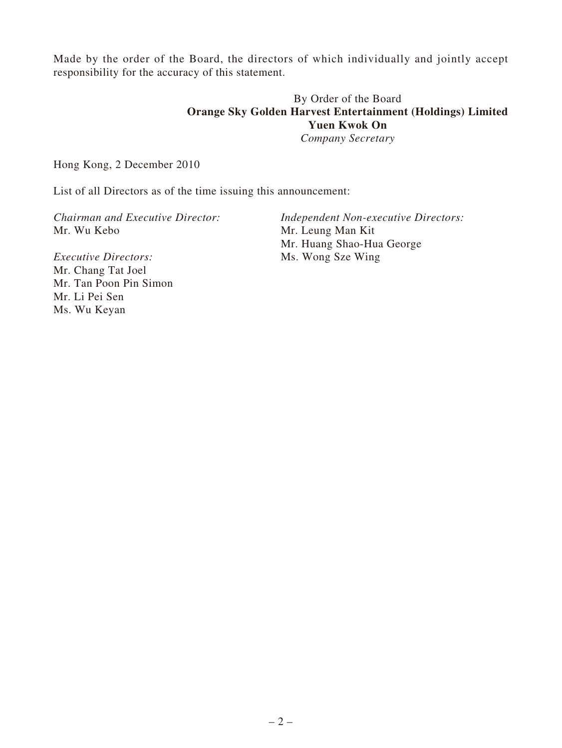Made by the order of the Board, the directors of which individually and jointly accept responsibility for the accuracy of this statement.

By Order of the Board
**Orange Sky Golden Harvest Entertainment (Holdings) Limited**
**Yuen Kwok On**
*Company Secretary*

Hong Kong, 2 December 2010

List of all Directors as of the time issuing this announcement:

*Chairman and Executive Director:*
Mr. Wu Kebo

*Executive Directors:*
Mr. Chang Tat Joel
Mr. Tan Poon Pin Simon
Mr. Li Pei Sen
Ms. Wu Keyan

*Independent Non-executive Directors:*
Mr. Leung Man Kit
Mr. Huang Shao-Hua George
Ms. Wong Sze Wing